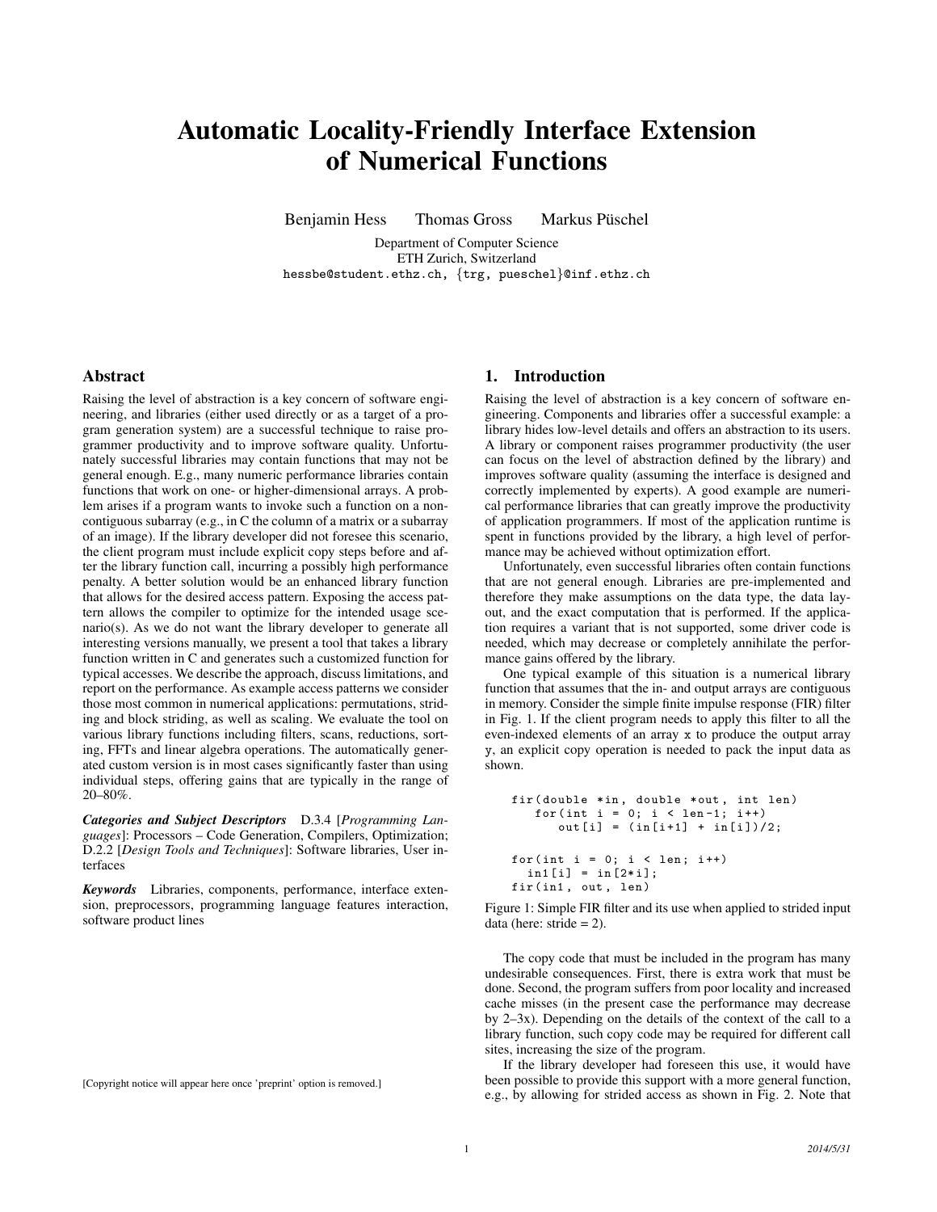# Automatic Locality-Friendly Interface Extension of Numerical Functions

Benjamin Hess Thomas Gross Markus Püschel

Department of Computer Science
ETH Zurich, Switzerland
hessbe@student.ethz.ch, {trg, pueschel}@inf.ethz.ch

## Abstract

Raising the level of abstraction is a key concern of software engineering, and libraries (either used directly or as a target of a program generation system) are a successful technique to raise programmer productivity and to improve software quality. Unfortunately successful libraries may contain functions that may not be general enough. E.g., many numeric performance libraries contain functions that work on one- or higher-dimensional arrays. A problem arises if a program wants to invoke such a function on a non-contiguous subarray (e.g., in C the column of a matrix or a subarray of an image). If the library developer did not foresee this scenario, the client program must include explicit copy steps before and after the library function call, incurring a possibly high performance penalty. A better solution would be an enhanced library function that allows for the desired access pattern. Exposing the access pattern allows the compiler to optimize for the intended usage scenario(s). As we do not want the library developer to generate all interesting versions manually, we present a tool that takes a library function written in C and generates such a customized function for typical accesses. We describe the approach, discuss limitations, and report on the performance. As example access patterns we consider those most common in numerical applications: permutations, striding and block striding, as well as scaling. We evaluate the tool on various library functions including filters, scans, reductions, sorting, FFTs and linear algebra operations. The automatically generated custom version is in most cases significantly faster than using individual steps, offering gains that are typically in the range of 20–80%.

***Categories and Subject Descriptors*** D.3.4 [*Programming Languages*]: Processors – Code Generation, Compilers, Optimization; D.2.2 [*Design Tools and Techniques*]: Software libraries, User interfaces

***Keywords*** Libraries, components, performance, interface extension, preprocessors, programming language features interaction, software product lines

[Copyright notice will appear here once 'preprint' option is removed.]

## 1. Introduction

Raising the level of abstraction is a key concern of software engineering. Components and libraries offer a successful example: a library hides low-level details and offers an abstraction to its users. A library or component raises programmer productivity (the user can focus on the level of abstraction defined by the library) and improves software quality (assuming the interface is designed and correctly implemented by experts). A good example are numerical performance libraries that can greatly improve the productivity of application programmers. If most of the application runtime is spent in functions provided by the library, a high level of performance may be achieved without optimization effort.

Unfortunately, even successful libraries often contain functions that are not general enough. Libraries are pre-implemented and therefore they make assumptions on the data type, the data layout, and the exact computation that is performed. If the application requires a variant that is not supported, some driver code is needed, which may decrease or completely annihilate the performance gains offered by the library.

One typical example of this situation is a numerical library function that assumes that the in- and output arrays are contiguous in memory. Consider the simple finite impulse response (FIR) filter in Fig. 1. If the client program needs to apply this filter to all the even-indexed elements of an array x to produce the output array y, an explicit copy operation is needed to pack the input data as shown.

```
fir(double *in, double *out, int len)
   for(int i = 0; i < len-1; i++)
      out[i] = (in[i+1] + in[i])/2;

for(int i = 0; i < len; i++)
  in1[i] = in[2*i];
fir(in1, out, len)
```

Figure 1: Simple FIR filter and its use when applied to strided input data (here: stride = 2).

The copy code that must be included in the program has many undesirable consequences. First, there is extra work that must be done. Second, the program suffers from poor locality and increased cache misses (in the present case the performance may decrease by 2–3x). Depending on the details of the context of the call to a library function, such copy code may be required for different call sites, increasing the size of the program.

If the library developer had foreseen this use, it would have been possible to provide this support with a more general function, e.g., by allowing for strided access as shown in Fig. 2. Note that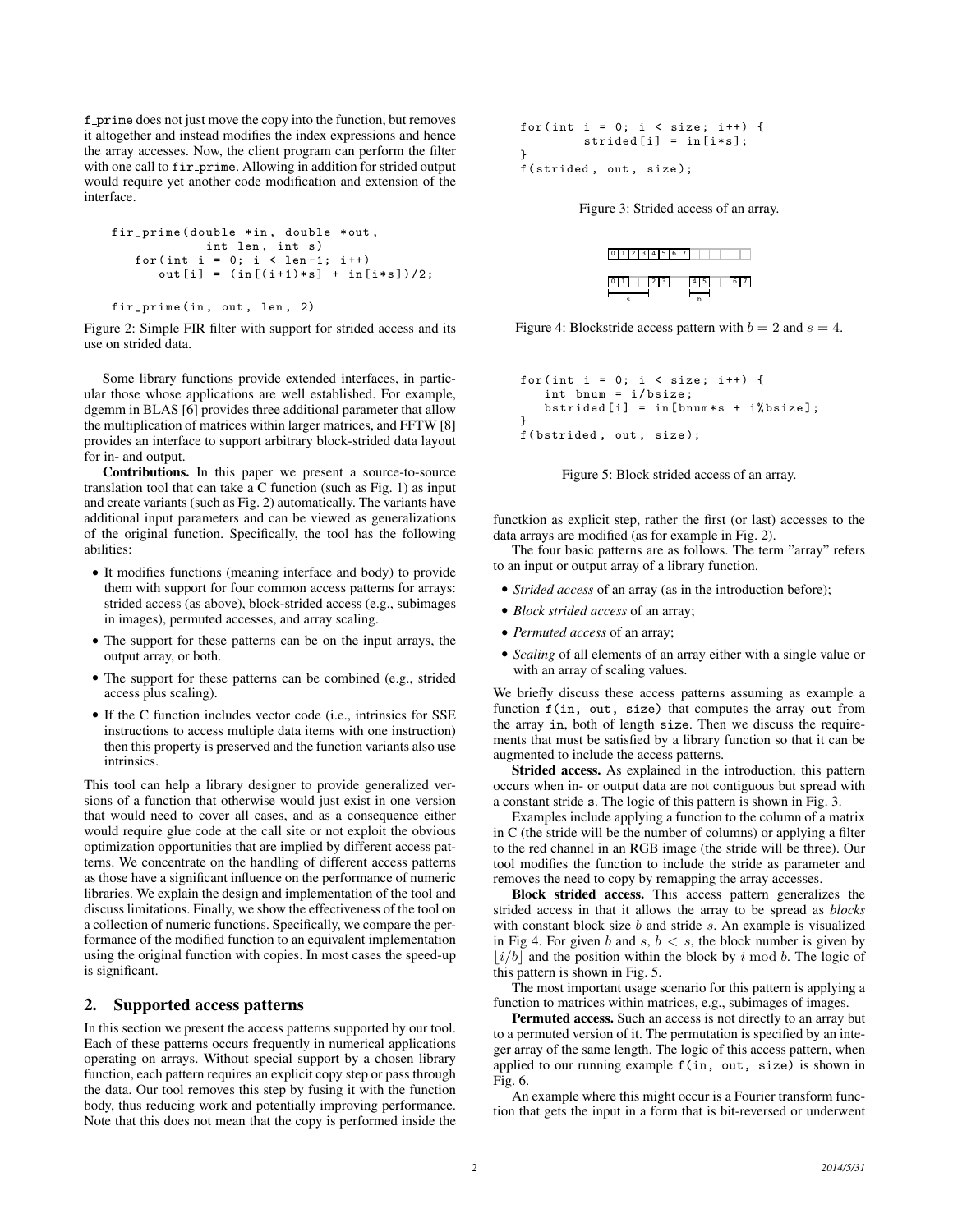f_prime does not just move the copy into the function, but removes it altogether and instead modifies the index expressions and hence the array accesses. Now, the client program can perform the filter with one call to fir_prime. Allowing in addition for strided output would require yet another code modification and extension of the interface.

```
fir_prime(double *in, double *out,
          int len, int s)
   for(int i = 0; i < len-1; i++)
      out[i] = (in[(i+1)*s] + in[i*s])/2;

fir_prime(in, out, len, 2)
```

Figure 2: Simple FIR filter with support for strided access and its use on strided data.

Some library functions provide extended interfaces, in particular those whose applications are well established. For example, dgemm in BLAS [6] provides three additional parameter that allow the multiplication of matrices within larger matrices, and FFTW [8] provides an interface to support arbitrary block-strided data layout for in- and output.

**Contributions.** In this paper we present a source-to-source translation tool that can take a C function (such as Fig. 1) as input and create variants (such as Fig. 2) automatically. The variants have additional input parameters and can be viewed as generalizations of the original function. Specifically, the tool has the following abilities:

- It modifies functions (meaning interface and body) to provide them with support for four common access patterns for arrays: strided access (as above), block-strided access (e.g., subimages in images), permuted accesses, and array scaling.
- The support for these patterns can be on the input arrays, the output array, or both.
- The support for these patterns can be combined (e.g., strided access plus scaling).
- If the C function includes vector code (i.e., intrinsics for SSE instructions to access multiple data items with one instruction) then this property is preserved and the function variants also use intrinsics.

This tool can help a library designer to provide generalized versions of a function that otherwise would just exist in one version that would need to cover all cases, and as a consequence either would require glue code at the call site or not exploit the obvious optimization opportunities that are implied by different access patterns. We concentrate on the handling of different access patterns as those have a significant influence on the performance of numeric libraries. We explain the design and implementation of the tool and discuss limitations. Finally, we show the effectiveness of the tool on a collection of numeric functions. Specifically, we compare the performance of the modified function to an equivalent implementation using the original function with copies. In most cases the speed-up is significant.

## 2. Supported access patterns

In this section we present the access patterns supported by our tool. Each of these patterns occurs frequently in numerical applications operating on arrays. Without special support by a chosen library function, each pattern requires an explicit copy step or pass through the data. Our tool removes this step by fusing it with the function body, thus reducing work and potentially improving performance. Note that this does not mean that the copy is performed inside the functkion as explicit step, rather the first (or last) accesses to the data arrays are modified (as for example in Fig. 2).

```
for(int i = 0; i < size; i++) {
        strided[i] = in[i*s];
}
f(strided, out, size);
```

Figure 3: Strided access of an array.

Figure 4: Blockstride access pattern with $b = 2$ and $s = 4$.

```
for(int i = 0; i < size; i++) {
   int bnum = i/bsize;
   bstrided[i] = in[bnum*s + i%bsize];
}
f(bstrided, out, size);
```

Figure 5: Block strided access of an array.

The four basic patterns are as follows. The term "array" refers to an input or output array of a library function.

- *Strided access* of an array (as in the introduction before);
- *Block strided access* of an array;
- *Permuted access* of an array;
- *Scaling* of all elements of an array either with a single value or with an array of scaling values.

We briefly discuss these access patterns assuming as example a function f(in, out, size) that computes the array out from the array in, both of length size. Then we discuss the requirements that must be satisfied by a library function so that it can be augmented to include the access patterns.

**Strided access.** As explained in the introduction, this pattern occurs when in- or output data are not contiguous but spread with a constant stride s. The logic of this pattern is shown in Fig. 3.

Examples include applying a function to the column of a matrix in C (the stride will be the number of columns) or applying a filter to the red channel in an RGB image (the stride will be three). Our tool modifies the function to include the stride as parameter and removes the need to copy by remapping the array accesses.

**Block strided access.** This access pattern generalizes the strided access in that it allows the array to be spread as *blocks* with constant block size $b$ and stride $s$. An example is visualized in Fig 4. For given $b$ and $s$, $b < s$, the block number is given by $\lfloor i/b \rfloor$ and the position within the block by $i \bmod b$. The logic of this pattern is shown in Fig. 5.

The most important usage scenario for this pattern is applying a function to matrices within matrices, e.g., subimages of images.

**Permuted access.** Such an access is not directly to an array but to a permuted version of it. The permutation is specified by an integer array of the same length. The logic of this access pattern, when applied to our running example f(in, out, size) is shown in Fig. 6.

An example where this might occur is a Fourier transform function that gets the input in a form that is bit-reversed or underwent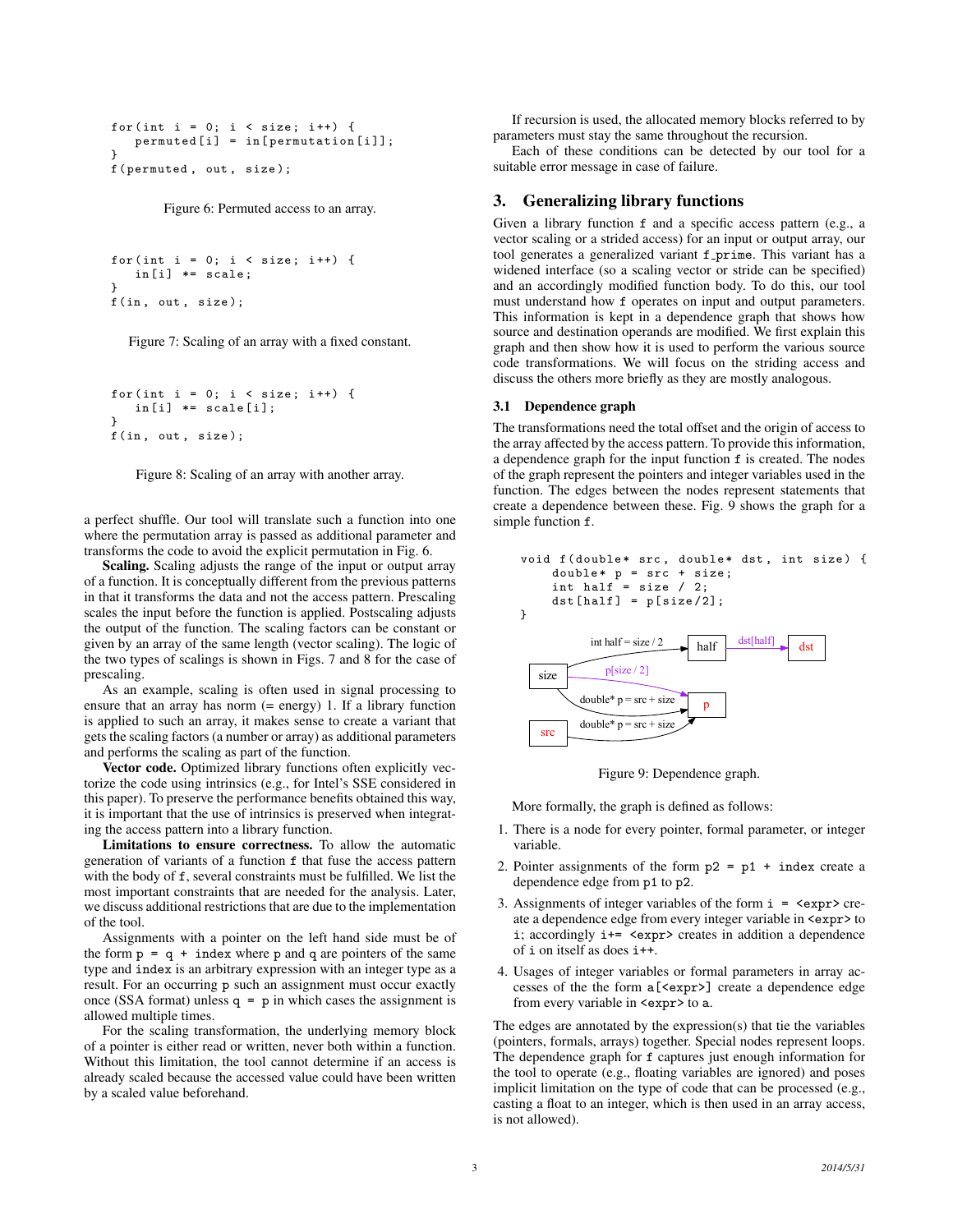```
for(int i = 0; i < size; i++) {
    permuted[i] = in[permutation[i]];
}
f(permuted, out, size);
```

Figure 6: Permuted access to an array.

```
for(int i = 0; i < size; i++) {
    in[i] *= scale;
}
f(in, out, size);
```

Figure 7: Scaling of an array with a fixed constant.

```
for(int i = 0; i < size; i++) {
    in[i] *= scale[i];
}
f(in, out, size);
```

Figure 8: Scaling of an array with another array.

a perfect shuffle. Our tool will translate such a function into one where the permutation array is passed as additional parameter and transforms the code to avoid the explicit permutation in Fig. 6.

**Scaling.** Scaling adjusts the range of the input or output array of a function. It is conceptually different from the previous patterns in that it transforms the data and not the access pattern. Prescaling scales the input before the function is applied. Postscaling adjusts the output of the function. The scaling factors can be constant or given by an array of the same length (vector scaling). The logic of the two types of scalings is shown in Figs. 7 and 8 for the case of prescaling.

As an example, scaling is often used in signal processing to ensure that an array has norm (= energy) 1. If a library function is applied to such an array, it makes sense to create a variant that gets the scaling factors (a number or array) as additional parameters and performs the scaling as part of the function.

**Vector code.** Optimized library functions often explicitly vectorize the code using intrinsics (e.g., for Intel's SSE considered in this paper). To preserve the performance benefits obtained this way, it is important that the use of intrinsics is preserved when integrating the access pattern into a library function.

**Limitations to ensure correctness.** To allow the automatic generation of variants of a function `f` that fuse the access pattern with the body of `f`, several constraints must be fulfilled. We list the most important constraints that are needed for the analysis. Later, we discuss additional restrictions that are due to the implementation of the tool.

Assignments with a pointer on the left hand side must be of the form `p = q + index` where `p` and `q` are pointers of the same type and `index` is an arbitrary expression with an integer type as a result. For an occurring `p` such an assignment must occur exactly once (SSA format) unless `q = p` in which cases the assignment is allowed multiple times.

For the scaling transformation, the underlying memory block of a pointer is either read or written, never both within a function. Without this limitation, the tool cannot determine if an access is already scaled because the accessed value could have been written by a scaled value beforehand.

If recursion is used, the allocated memory blocks referred to by parameters must stay the same throughout the recursion.

Each of these conditions can be detected by our tool for a suitable error message in case of failure.

## 3. Generalizing library functions

Given a library function `f` and a specific access pattern (e.g., a vector scaling or a strided access) for an input or output array, our tool generates a generalized variant `f_prime`. This variant has a widened interface (so a scaling vector or stride can be specified) and an accordingly modified function body. To do this, our tool must understand how `f` operates on input and output parameters. This information is kept in a dependence graph that shows how source and destination operands are modified. We first explain this graph and then show how it is used to perform the various source code transformations. We will focus on the striding access and discuss the others more briefly as they are mostly analogous.

### 3.1 Dependence graph

The transformations need the total offset and the origin of access to the array affected by the access pattern. To provide this information, a dependence graph for the input function `f` is created. The nodes of the graph represent the pointers and integer variables used in the function. The edges between the nodes represent statements that create a dependence between these. Fig. 9 shows the graph for a simple function `f`.

```
void f(double* src, double* dst, int size) {
    double* p = src + size;
    int half = size / 2;
    dst[half] = p[size/2];
}
```

Figure 9: Dependence graph.

More formally, the graph is defined as follows:

1. There is a node for every pointer, formal parameter, or integer variable.
2. Pointer assignments of the form `p2 = p1 + index` create a dependence edge from `p1` to `p2`.
3. Assignments of integer variables of the form `i = <expr>` create a dependence edge from every integer variable in `<expr>` to `i`; accordingly `i+= <expr>` creates in addition a dependence of `i` on itself as does `i++`.
4. Usages of integer variables or formal parameters in array accesses of the the form `a[<expr>]` create a dependence edge from every variable in `<expr>` to `a`.

The edges are annotated by the expression(s) that tie the variables (pointers, formals, arrays) together. Special nodes represent loops. The dependence graph for `f` captures just enough information for the tool to operate (e.g., floating variables are ignored) and poses implicit limitation on the type of code that can be processed (e.g., casting a float to an integer, which is then used in an array access, is not allowed).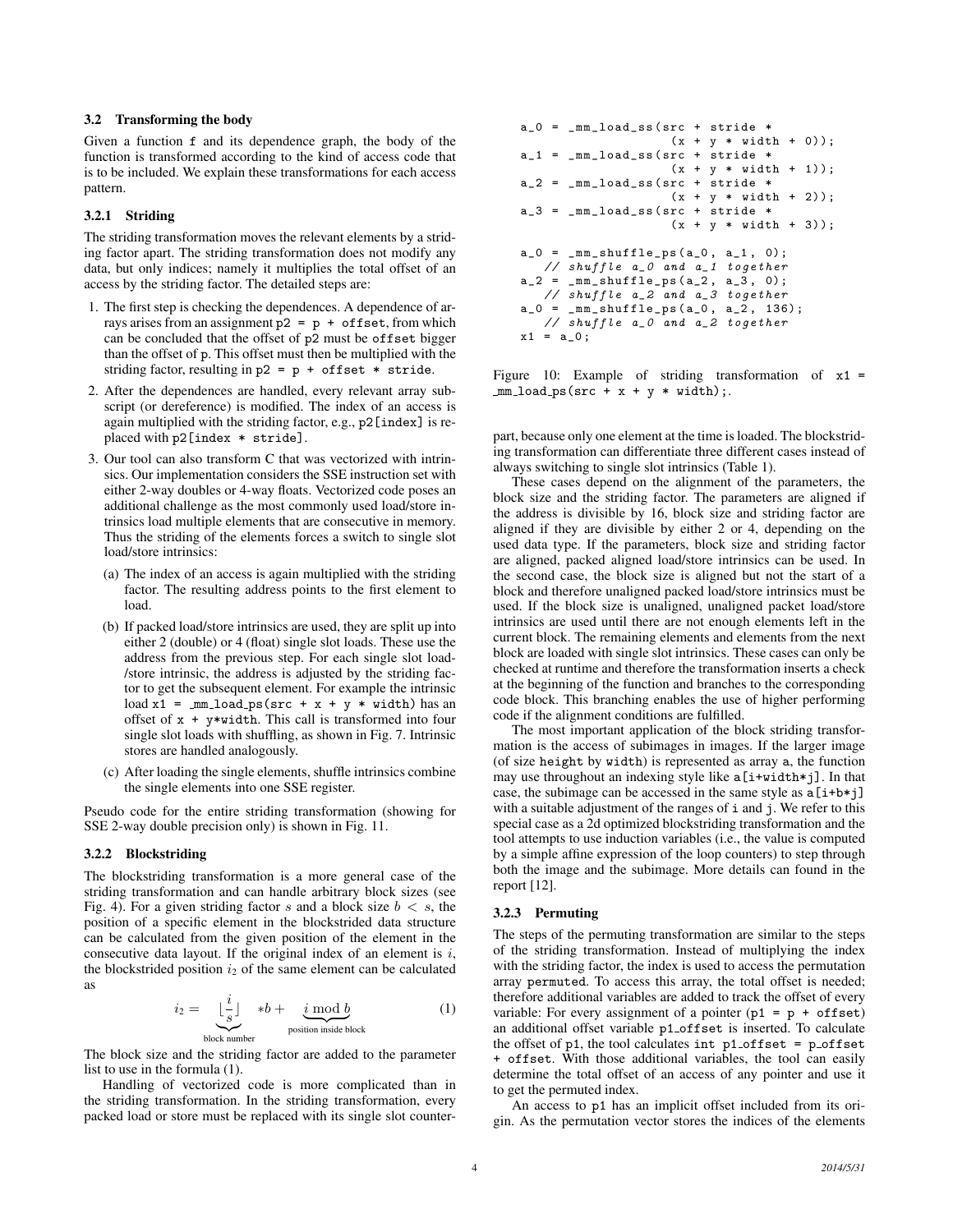### 3.2 Transforming the body

Given a function `f` and its dependence graph, the body of the function is transformed according to the kind of access code that is to be included. We explain these transformations for each access pattern.

#### 3.2.1 Striding

The striding transformation moves the relevant elements by a striding factor apart. The striding transformation does not modify any data, but only indices; namely it multiplies the total offset of an access by the striding factor. The detailed steps are:

1. The first step is checking the dependences. A dependence of arrays arises from an assignment `p2 = p + offset`, from which can be concluded that the offset of `p2` must be `offset` bigger than the offset of `p`. This offset must then be multiplied with the striding factor, resulting in `p2 = p + offset * stride`.
2. After the dependences are handled, every relevant array subscript (or dereference) is modified. The index of an access is again multiplied with the striding factor, e.g., `p2[index]` is replaced with `p2[index * stride]`.
3. Our tool can also transform C that was vectorized with intrinsics. Our implementation considers the SSE instruction set with either 2-way doubles or 4-way floats. Vectorized code poses an additional challenge as the most commonly used load/store intrinsics load multiple elements that are consecutive in memory. Thus the striding of the elements forces a switch to single slot load/store intrinsics:
   (a) The index of an access is again multiplied with the striding factor. The resulting address points to the first element to load.
   (b) If packed load/store intrinsics are used, they are split up into either 2 (double) or 4 (float) single slot loads. These use the address from the previous step. For each single slot load-/store intrinsic, the address is adjusted by the striding factor to get the subsequent element. For example the intrinsic load `x1 = _mm_load_ps(src + x + y * width)` has an offset of `x + y*width`. This call is transformed into four single slot loads with shuffling, as shown in Fig. 7. Intrinsic stores are handled analogously.
   (c) After loading the single elements, shuffle intrinsics combine the single elements into one SSE register.

Pseudo code for the entire striding transformation (showing for SSE 2-way double precision only) is shown in Fig. 11.

#### 3.2.2 Blockstriding

The blockstriding transformation is a more general case of the striding transformation and can handle arbitrary block sizes (see Fig. 4). For a given striding factor $s$ and a block size $b < s$, the position of a specific element in the blockstrided data structure can be calculated from the given position of the element in the consecutive data layout. If the original index of an element is $i$, the blockstrided position $i_2$ of the same element can be calculated as

$$i_2 = \underbrace{\lfloor \frac{i}{s} \rfloor}_{\text{block number}} * b + \underbrace{i \bmod b}_{\text{position inside block}} \tag{1}$$

The block size and the striding factor are added to the parameter list to use in the formula (1).

Handling of vectorized code is more complicated than in the striding transformation. In the striding transformation, every packed load or store must be replaced with its single slot counterpart, because only one element at the time is loaded. The blockstriding transformation can differentiate three different cases instead of always switching to single slot intrinsics (Table 1).

These cases depend on the alignment of the parameters, the block size and the striding factor. The parameters are aligned if the address is divisible by 16, block size and striding factor are aligned if they are divisible by either 2 or 4, depending on the used data type. If the parameters, block size and striding factor are aligned, packed aligned load/store intrinsics can be used. In the second case, the block size is aligned but not the start of a block and therefore unaligned packed load/store intrinsics must be used. If the block size is unaligned, unaligned packet load/store intrinsics are used until there are not enough elements left in the current block. The remaining elements and elements from the next block are loaded with single slot intrinsics. These cases can only be checked at runtime and therefore the transformation inserts a check at the beginning of the function and branches to the corresponding code block. This branching enables the use of higher performing code if the alignment conditions are fulfilled.

The most important application of the block striding transformation is the access of subimages in images. If the larger image (of size `height` by `width`) is represented as array `a`, the function may use throughout an indexing style like `a[i+width*j]`. In that case, the subimage can be accessed in the same style as `a[i+b*j]` with a suitable adjustment of the ranges of `i` and `j`. We refer to this special case as a 2d optimized blockstriding transformation and the tool attempts to use induction variables (i.e., the value is computed by a simple affine expression of the loop counters) to step through both the image and the subimage. More details can found in the report [12].

```
a_0 = _mm_load_ss(src + stride *
                  (x + y * width + 0));
a_1 = _mm_load_ss(src + stride *
                  (x + y * width + 1));
a_2 = _mm_load_ss(src + stride *
                  (x + y * width + 2));
a_3 = _mm_load_ss(src + stride *
                  (x + y * width + 3));

a_0 = _mm_shuffle_ps(a_0, a_1, 0);
   // shuffle a_0 and a_1 together
a_2 = _mm_shuffle_ps(a_2, a_3, 0);
   // shuffle a_2 and a_3 together
a_0 = _mm_shuffle_ps(a_0, a_2, 136);
   // shuffle a_0 and a_2 together
x1 = a_0;
```

Figure 10: Example of striding transformation of `x1 = _mm_load_ps(src + x + y * width);`.

#### 3.2.3 Permuting

The steps of the permuting transformation are similar to the steps of the striding transformation. Instead of multiplying the index with the striding factor, the index is used to access the permutation array `permuted`. To access this array, the total offset is needed; therefore additional variables are added to track the offset of every variable: For every assignment of a pointer (`p1 = p + offset`) an additional offset variable `p1_offset` is inserted. To calculate the offset of `p1`, the tool calculates `int p1_offset = p_offset + offset`. With those additional variables, the tool can easily determine the total offset of an access of any pointer and use it to get the permuted index.

An access to `p1` has an implicit offset included from its origin. As the permutation vector stores the indices of the elements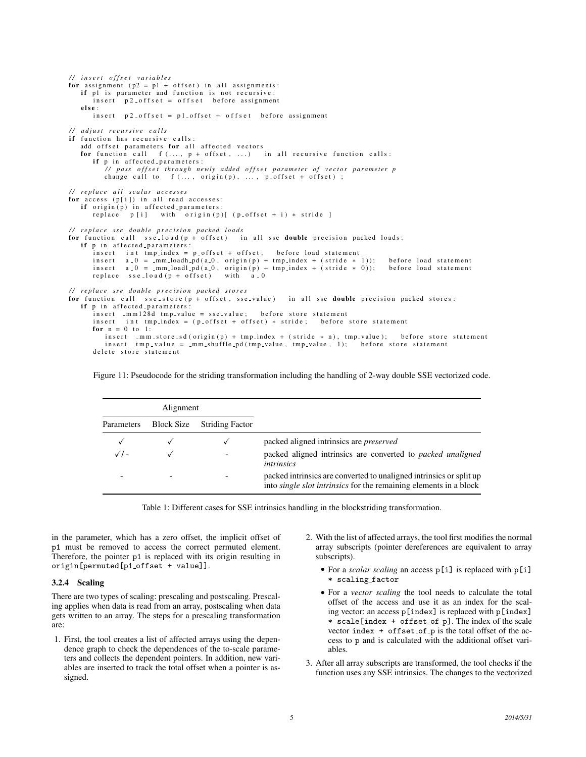```
// insert offset variables
for assignment (p2 = p1 + offset) in all assignments:
   if p1 is parameter and function is not recursive:
      insert  p2_offset = offset  before assignment
   else:
      insert  p2_offset = p1_offset + offset  before assignment

// adjust recursive calls
if function has recursive calls:
   add offset parameters for all affected vectors
   for function call  f(..., p + offset, ...)  in all recursive function calls:
      if p in affected_parameters:
         // pass offset through newly added offset parameter of vector parameter p
         change call to  f(..., origin(p), ..., p_offset + offset);

// replace all scalar accesses
for access (p[i]) in all read accesses:
   if origin(p) in affected_parameters:
      replace  p[i]  with  origin(p)[ (p_offset + i) * stride ]

// replace sse double precision packed loads
for function call  sse_load(p + offset)  in all sse double precision packed loads:
   if p in affected_parameters:
      insert  int tmp_index = p_offset + offset;  before load statement
      insert  a_0 = _mm_loadh_pd(a_0, origin(p) + tmp_index + (stride * 1));  before load statement
      insert  a_0 = _mm_loadl_pd(a_0, origin(p) + tmp_index + (stride * 0));  before load statement
      replace  sse_load(p + offset)  with  a_0

// replace sse double precision packed stores
for function call  sse_store(p + offset, sse_value)  in all sse double precision packed stores:
   if p in affected_parameters:
      insert  _mm128d tmp_value = sse_value;  before store statement
      insert  int tmp_index = (p_offset + offset) * stride;  before store statement
      for n = 0 to 1:
         insert  _mm_store_sd(origin(p) + tmp_index + (stride * n), tmp_value);  before store statement
         insert  tmp_value = _mm_shuffle_pd(tmp_value, tmp_value, 1);  before store statement
      delete store statement
```

Figure 11: Pseudocode for the striding transformation including the handling of 2-way double SSE vectorized code.

| Alignment | | | |
|---|---|---|---|
| Parameters | Block Size | Striding Factor | |
| ✓ | ✓ | ✓ | packed aligned intrinsics are *preserved* |
| ✓/ - | ✓ | - | packed aligned intrinsics are converted to *packed unaligned intrinsics* |
| - | - | - | packed intrinsics are converted to unaligned intrinsics or split up into *single slot intrinsics* for the remaining elements in a block |

Table 1: Different cases for SSE intrinsics handling in the blockstriding transformation.

in the parameter, which has a zero offset, the implicit offset of p1 must be removed to access the correct permuted element. Therefore, the pointer p1 is replaced with its origin resulting in origin[permuted[p1_offset + value]].

### 3.2.4 Scaling

There are two types of scaling: prescaling and postscaling. Prescaling applies when data is read from an array, postscaling when data gets written to an array. The steps for a prescaling transformation are:

1. First, the tool creates a list of affected arrays using the dependence graph to check the dependences of the to-scale parameters and collects the dependent pointers. In addition, new variables are inserted to track the total offset when a pointer is assigned.
2. With the list of affected arrays, the tool first modifies the normal array subscripts (pointer dereferences are equivalent to array subscripts).
   - For a *scalar scaling* an access p[i] is replaced with p[i] * scaling_factor
   - For a *vector scaling* the tool needs to calculate the total offset of the access and use it as an index for the scaling vector: an access p[index] is replaced with p[index] * scale[index + offset_of_p]. The index of the scale vector index + offset_of_p is the total offset of the access to p and is calculated with the additional offset variables.
3. After all array subscripts are transformed, the tool checks if the function uses any SSE intrinsics. The changes to the vectorized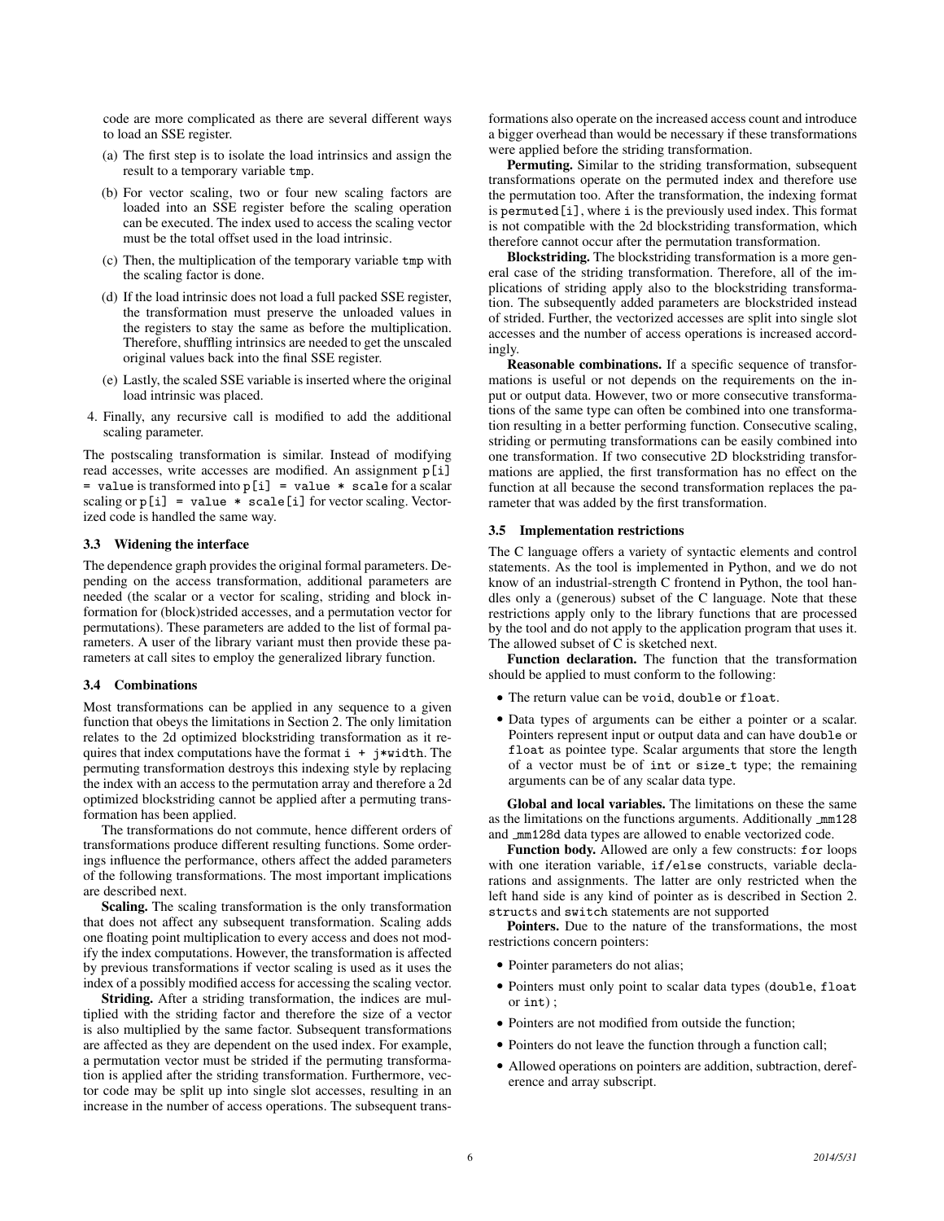code are more complicated as there are several different ways to load an SSE register.

(a) The first step is to isolate the load intrinsics and assign the result to a temporary variable `tmp`.

(b) For vector scaling, two or four new scaling factors are loaded into an SSE register before the scaling operation can be executed. The index used to access the scaling vector must be the total offset used in the load intrinsic.

(c) Then, the multiplication of the temporary variable `tmp` with the scaling factor is done.

(d) If the load intrinsic does not load a full packed SSE register, the transformation must preserve the unloaded values in the registers to stay the same as before the multiplication. Therefore, shuffling intrinsics are needed to get the unscaled original values back into the final SSE register.

(e) Lastly, the scaled SSE variable is inserted where the original load intrinsic was placed.

4. Finally, any recursive call is modified to add the additional scaling parameter.

The postscaling transformation is similar. Instead of modifying read accesses, write accesses are modified. An assignment `p[i] = value` is transformed into `p[i] = value * scale` for a scalar scaling or `p[i] = value * scale[i]` for vector scaling. Vectorized code is handled the same way.

### 3.3 Widening the interface

The dependence graph provides the original formal parameters. Depending on the access transformation, additional parameters are needed (the scalar or a vector for scaling, striding and block information for (block)strided accesses, and a permutation vector for permutations). These parameters are added to the list of formal parameters. A user of the library variant must then provide these parameters at call sites to employ the generalized library function.

### 3.4 Combinations

Most transformations can be applied in any sequence to a given function that obeys the limitations in Section 2. The only limitation relates to the 2d optimized blockstriding transformation as it requires that index computations have the format `i + j*width`. The permuting transformation destroys this indexing style by replacing the index with an access to the permutation array and therefore a 2d optimized blockstriding cannot be applied after a permuting transformation has been applied.

The transformations do not commute, hence different orders of transformations produce different resulting functions. Some orderings influence the performance, others affect the added parameters of the following transformations. The most important implications are described next.

**Scaling.** The scaling transformation is the only transformation that does not affect any subsequent transformation. Scaling adds one floating point multiplication to every access and does not modify the index computations. However, the transformation is affected by previous transformations if vector scaling is used as it uses the index of a possibly modified access for accessing the scaling vector.

**Striding.** After a striding transformation, the indices are multiplied with the striding factor and therefore the size of a vector is also multiplied by the same factor. Subsequent transformations are affected as they are dependent on the used index. For example, a permutation vector must be strided if the permuting transformation is applied after the striding transformation. Furthermore, vector code may be split up into single slot accesses, resulting in an increase in the number of access operations. The subsequent transformations also operate on the increased access count and introduce a bigger overhead than would be necessary if these transformations were applied before the striding transformation.

**Permuting.** Similar to the striding transformation, subsequent transformations operate on the permuted index and therefore use the permutation too. After the transformation, the indexing format is `permuted[i]`, where `i` is the previously used index. This format is not compatible with the 2d blockstriding transformation, which therefore cannot occur after the permutation transformation.

**Blockstriding.** The blockstriding transformation is a more general case of the striding transformation. Therefore, all of the implications of striding apply also to the blockstriding transformation. The subsequently added parameters are blockstrided instead of strided. Further, the vectorized accesses are split into single slot accesses and the number of access operations is increased accordingly.

**Reasonable combinations.** If a specific sequence of transformations is useful or not depends on the requirements on the input or output data. However, two or more consecutive transformations of the same type can often be combined into one transformation resulting in a better performing function. Consecutive scaling, striding or permuting transformations can be easily combined into one transformation. If two consecutive 2D blockstriding transformations are applied, the first transformation has no effect on the function at all because the second transformation replaces the parameter that was added by the first transformation.

### 3.5 Implementation restrictions

The C language offers a variety of syntactic elements and control statements. As the tool is implemented in Python, and we do not know of an industrial-strength C frontend in Python, the tool handles only a (generous) subset of the C language. Note that these restrictions apply only to the library functions that are processed by the tool and do not apply to the application program that uses it. The allowed subset of C is sketched next.

**Function declaration.** The function that the transformation should be applied to must conform to the following:

- The return value can be `void`, `double` or `float`.
- Data types of arguments can be either a pointer or a scalar. Pointers represent input or output data and can have `double` or `float` as pointee type. Scalar arguments that store the length of a vector must be of `int` or `size_t` type; the remaining arguments can be of any scalar data type.

**Global and local variables.** The limitations on these the same as the limitations on the functions arguments. Additionally `__m128` and `__m128d` data types are allowed to enable vectorized code.

**Function body.** Allowed are only a few constructs: `for` loops with one iteration variable, `if/else` constructs, variable declarations and assignments. The latter are only restricted when the left hand side is any kind of pointer as is described in Section 2. `struct`s and `switch` statements are not supported

**Pointers.** Due to the nature of the transformations, the most restrictions concern pointers:

- Pointer parameters do not alias;
- Pointers must only point to scalar data types (`double`, `float` or `int`) ;
- Pointers are not modified from outside the function;
- Pointers do not leave the function through a function call;
- Allowed operations on pointers are addition, subtraction, dereference and array subscript.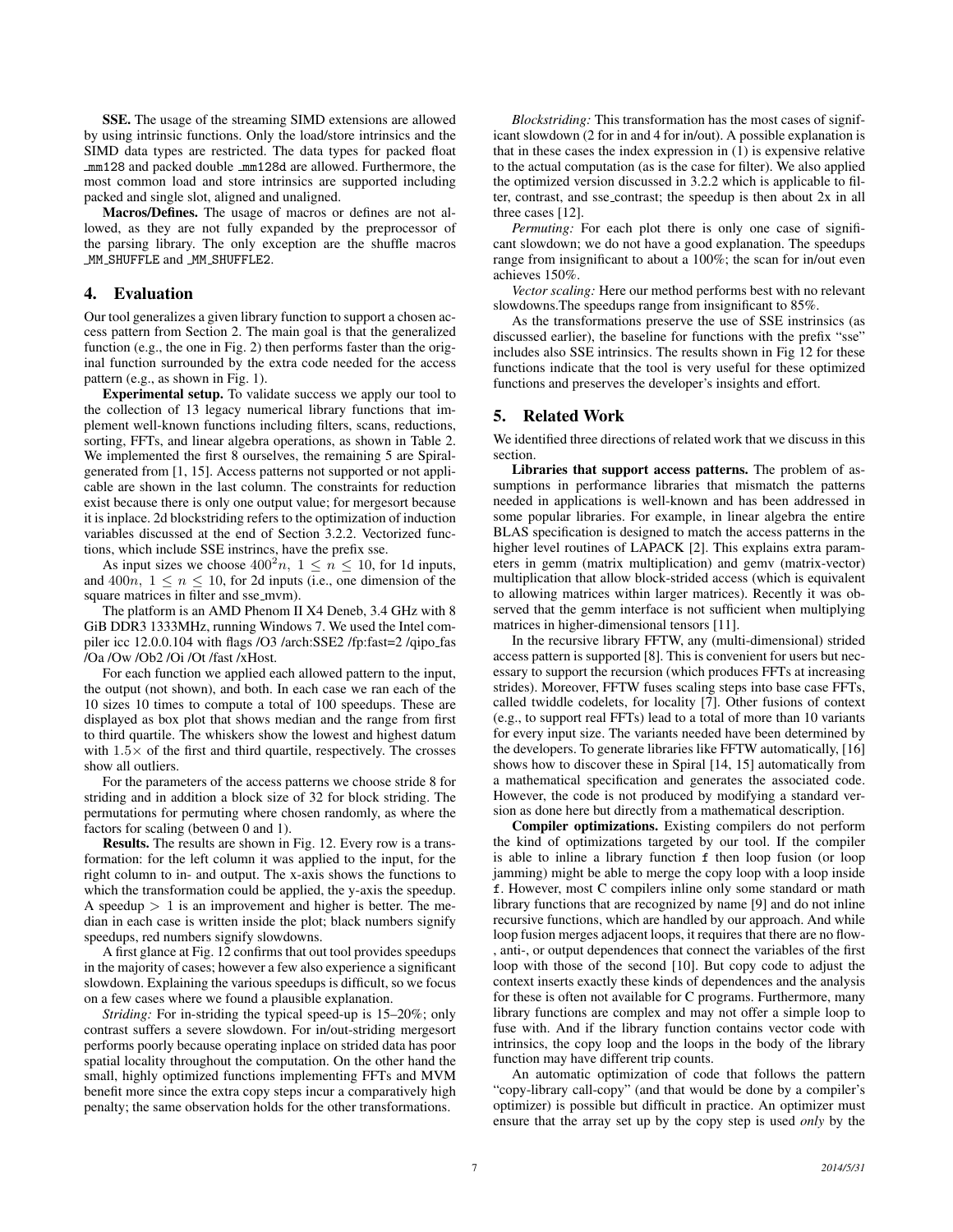**SSE.** The usage of the streaming SIMD extensions are allowed by using intrinsic functions. Only the load/store intrinsics and the SIMD data types are restricted. The data types for packed float `__mm128` and packed double `__mm128d` are allowed. Furthermore, the most common load and store intrinsics are supported including packed and single slot, aligned and unaligned.

**Macros/Defines.** The usage of macros or defines are not allowed, as they are not fully expanded by the preprocessor of the parsing library. The only exception are the shuffle macros `_MM_SHUFFLE` and `_MM_SHUFFLE2`.

## 4. Evaluation

Our tool generalizes a given library function to support a chosen access pattern from Section 2. The main goal is that the generalized function (e.g., the one in Fig. 2) then performs faster than the original function surrounded by the extra code needed for the access pattern (e.g., as shown in Fig. 1).

**Experimental setup.** To validate success we apply our tool to the collection of 13 legacy numerical library functions that implement well-known functions including filters, scans, reductions, sorting, FFTs, and linear algebra operations, as shown in Table 2. We implemented the first 8 ourselves, the remaining 5 are Spiral-generated from [1, 15]. Access patterns not supported or not applicable are shown in the last column. The constraints for reduction exist because there is only one output value; for mergesort because it is inplace. 2d blockstriding refers to the optimization of induction variables discussed at the end of Section 3.2.2. Vectorized functions, which include SSE instrincs, have the prefix sse.

As input sizes we choose $400^2n,\ 1 \leq n \leq 10$, for 1d inputs, and $400n,\ 1 \leq n \leq 10$, for 2d inputs (i.e., one dimension of the square matrices in filter and sse_mvm).

The platform is an AMD Phenom II X4 Deneb, 3.4 GHz with 8 GiB DDR3 1333MHz, running Windows 7. We used the Intel compiler icc 12.0.0.104 with flags /O3 /arch:SSE2 /fp:fast=2 /qipo_fas /Oa /Ow /Ob2 /Oi /Ot /fast /xHost.

For each function we applied each allowed pattern to the input, the output (not shown), and both. In each case we ran each of the 10 sizes 10 times to compute a total of 100 speedups. These are displayed as box plot that shows median and the range from first to third quartile. The whiskers show the lowest and highest datum with $1.5\times$ of the first and third quartile, respectively. The crosses show all outliers.

For the parameters of the access patterns we choose stride 8 for striding and in addition a block size of 32 for block striding. The permutations for permuting where chosen randomly, as where the factors for scaling (between 0 and 1).

**Results.** The results are shown in Fig. 12. Every row is a transformation: for the left column it was applied to the input, for the right column to in- and output. The x-axis shows the functions to which the transformation could be applied, the y-axis the speedup. A speedup $> 1$ is an improvement and higher is better. The median in each case is written inside the plot; black numbers signify speedups, red numbers signify slowdowns.

A first glance at Fig. 12 confirms that out tool provides speedups in the majority of cases; however a few also experience a significant slowdown. Explaining the various speedups is difficult, so we focus on a few cases where we found a plausible explanation.

*Striding:* For in-striding the typical speed-up is 15–20%; only contrast suffers a severe slowdown. For in/out-striding mergesort performs poorly because operating inplace on strided data has poor spatial locality throughout the computation. On the other hand the small, highly optimized functions implementing FFTs and MVM benefit more since the extra copy steps incur a comparatively high penalty; the same observation holds for the other transformations.

*Blockstriding:* This transformation has the most cases of significant slowdown (2 for in and 4 for in/out). A possible explanation is that in these cases the index expression in (1) is expensive relative to the actual computation (as is the case for filter). We also applied the optimized version discussed in 3.2.2 which is applicable to filter, contrast, and sse_contrast; the speedup is then about 2x in all three cases [12].

*Permuting:* For each plot there is only one case of significant slowdown; we do not have a good explanation. The speedups range from insignificant to about a 100%; the scan for in/out even achieves 150%.

*Vector scaling:* Here our method performs best with no relevant slowdowns.The speedups range from insignificant to 85%.

As the transformations preserve the use of SSE instrinsics (as discussed earlier), the baseline for functions with the prefix "sse" includes also SSE intrinsics. The results shown in Fig 12 for these functions indicate that the tool is very useful for these optimized functions and preserves the developer's insights and effort.

## 5. Related Work

We identified three directions of related work that we discuss in this section.

**Libraries that support access patterns.** The problem of assumptions in performance libraries that mismatch the patterns needed in applications is well-known and has been addressed in some popular libraries. For example, in linear algebra the entire BLAS specification is designed to match the access patterns in the higher level routines of LAPACK [2]. This explains extra parameters in gemm (matrix multiplication) and gemv (matrix-vector) multiplication that allow block-strided access (which is equivalent to allowing matrices within larger matrices). Recently it was observed that the gemm interface is not sufficient when multiplying matrices in higher-dimensional tensors [11].

In the recursive library FFTW, any (multi-dimensional) strided access pattern is supported [8]. This is convenient for users but necessary to support the recursion (which produces FFTs at increasing strides). Moreover, FFTW fuses scaling steps into base case FFTs, called twiddle codelets, for locality [7]. Other fusions of context (e.g., to support real FFTs) lead to a total of more than 10 variants for every input size. The variants needed have been determined by the developers. To generate libraries like FFTW automatically, [16] shows how to discover these in Spiral [14, 15] automatically from a mathematical specification and generates the associated code. However, the code is not produced by modifying a standard version as done here but directly from a mathematical description.

**Compiler optimizations.** Existing compilers do not perform the kind of optimizations targeted by our tool. If the compiler is able to inline a library function `f` then loop fusion (or loop jamming) might be able to merge the copy loop with a loop inside `f`. However, most C compilers inline only some standard or math library functions that are recognized by name [9] and do not inline recursive functions, which are handled by our approach. And while loop fusion merges adjacent loops, it requires that there are no flow-, anti-, or output dependences that connect the variables of the first loop with those of the second [10]. But copy code to adjust the context inserts exactly these kinds of dependences and the analysis for these is often not available for C programs. Furthermore, many library functions are complex and may not offer a simple loop to fuse with. And if the library function contains vector code with intrinsics, the copy loop and the loops in the body of the library function may have different trip counts.

An automatic optimization of code that follows the pattern "copy-library call-copy" (and that would be done by a compiler's optimizer) is possible but difficult in practice. An optimizer must ensure that the array set up by the copy step is used *only* by the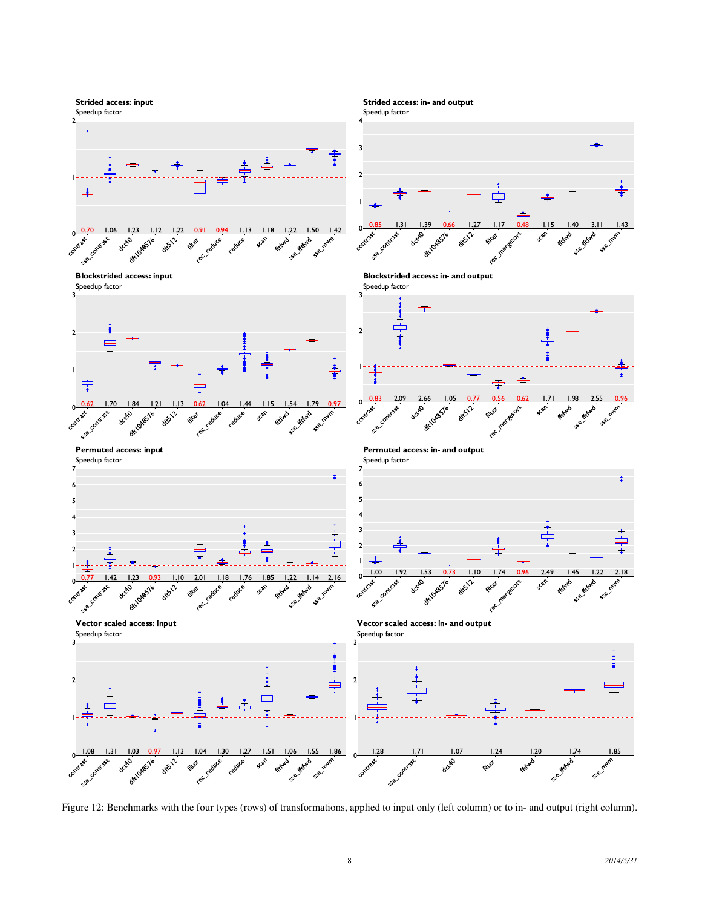**Strided access: input**

Speedup factor

| contrast | sse_contrast | dct40 | dft1048576 | dft512 | filter | rec_reduce | reduce | scan | fftfwd | sse_fftfwd | sse_mvm |
|---|---|---|---|---|---|---|---|---|---|---|---|
| 0.70 | 1.06 | 1.23 | 1.12 | 1.22 | 0.91 | 0.94 | 1.13 | 1.18 | 1.22 | 1.50 | 1.42 |

**Strided access: in- and output**

Speedup factor

| contrast | sse_contrast | dct40 | dft1048576 | dft512 | filter | rec_mergesort | scan | fftfwd | sse_fftfwd | sse_mvm |
|---|---|---|---|---|---|---|---|---|---|---|
| 0.85 | 1.31 | 1.39 | 0.66 | 1.27 | 1.17 | 0.48 | 1.15 | 1.40 | 3.11 | 1.43 |

**Blockstrided access: input**

Speedup factor

| contrast | sse_contrast | dct40 | dft1048576 | dft512 | filter | rec_reduce | reduce | scan | fftfwd | sse_fftfwd | sse_mvm |
|---|---|---|---|---|---|---|---|---|---|---|---|
| 0.62 | 1.70 | 1.84 | 1.21 | 1.13 | 0.62 | 1.04 | 1.44 | 1.15 | 1.54 | 1.79 | 0.97 |

**Blockstrided access: in- and output**

Speedup factor

| contrast | sse_contrast | dct40 | dft1048576 | dft512 | filter | rec_mergesort | scan | fftfwd | sse_fftfwd | sse_mvm |
|---|---|---|---|---|---|---|---|---|---|---|
| 0.83 | 2.09 | 2.66 | 1.05 | 0.77 | 0.56 | 0.62 | 1.71 | 1.98 | 2.55 | 0.96 |

**Permuted access: input**

Speedup factor

| contrast | sse_contrast | dct40 | dft1048576 | dft512 | filter | rec_reduce | reduce | scan | fftfwd | sse_fftfwd | sse_mvm |
|---|---|---|---|---|---|---|---|---|---|---|---|
| 0.77 | 1.42 | 1.23 | 0.93 | 1.10 | 2.01 | 1.18 | 1.76 | 1.85 | 1.22 | 1.14 | 2.16 |

**Permuted access: in- and output**

Speedup factor

| contrast | sse_contrast | dct40 | dft1048576 | dft512 | filter | rec_mergesort | scan | fftfwd | sse_fftfwd | sse_mvm |
|---|---|---|---|---|---|---|---|---|---|---|
| 1.00 | 1.92 | 1.53 | 0.73 | 1.10 | 1.74 | 0.96 | 2.49 | 1.45 | 1.22 | 2.18 |

**Vector scaled access: input**

Speedup factor

| contrast | sse_contrast | dct40 | dft1048576 | dft512 | filter | rec_reduce | reduce | scan | fftfwd | sse_fftfwd | sse_mvm |
|---|---|---|---|---|---|---|---|---|---|---|---|
| 1.08 | 1.31 | 1.03 | 0.97 | 1.13 | 1.04 | 1.30 | 1.27 | 1.51 | 1.06 | 1.55 | 1.86 |

**Vector scaled access: in- and output**

Speedup factor

| contrast | sse_contrast | dct40 | filter | fftfwd | sse_fftfwd | sse_mvm |
|---|---|---|---|---|---|---|
| 1.28 | 1.71 | 1.07 | 1.24 | 1.20 | 1.74 | 1.85 |

Figure 12: Benchmarks with the four types (rows) of transformations, applied to input only (left column) or to in- and output (right column).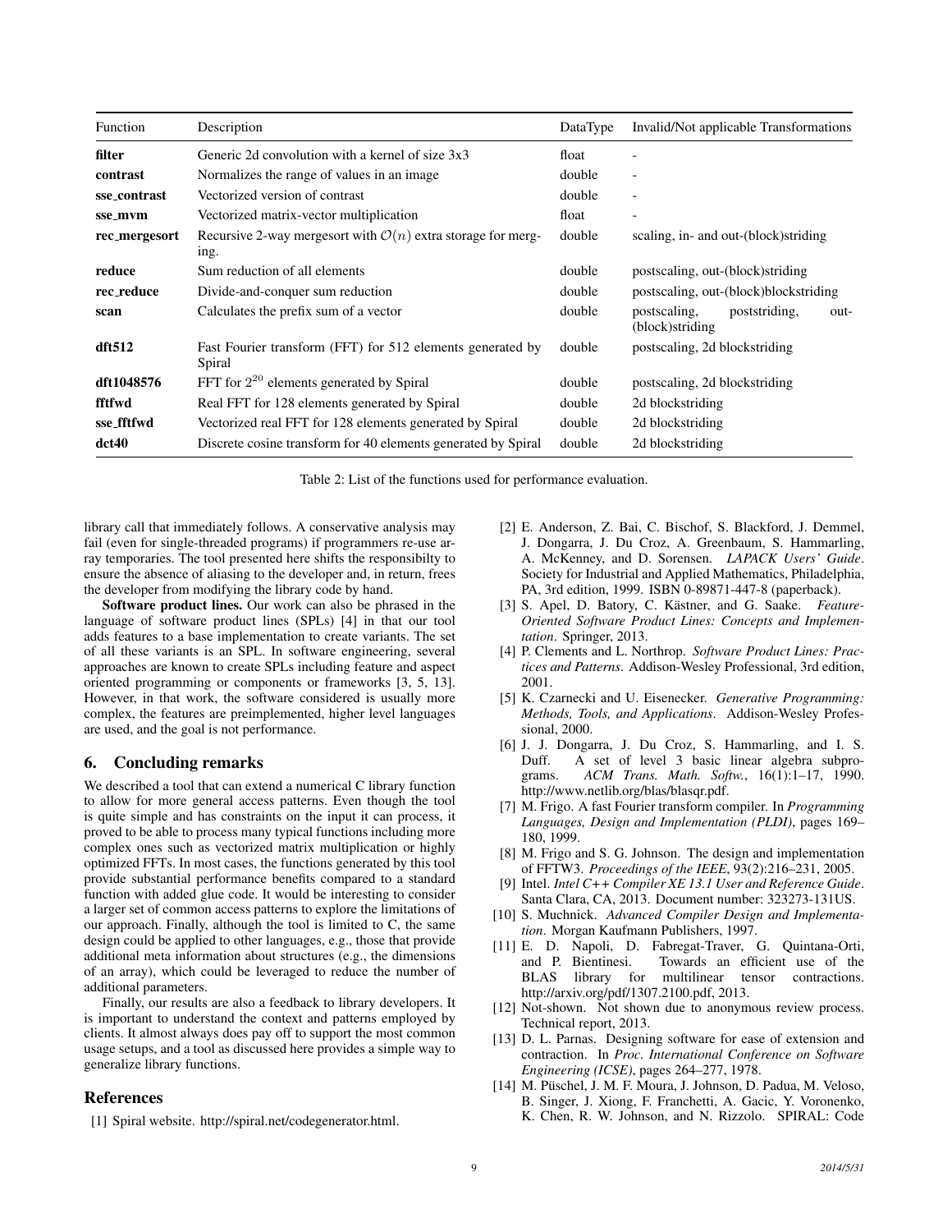| Function | Description | DataType | Invalid/Not applicable Transformations |
|---|---|---|---|
| **filter** | Generic 2d convolution with a kernel of size 3x3 | float | - |
| **contrast** | Normalizes the range of values in an image | double | - |
| **sse_contrast** | Vectorized version of contrast | double | - |
| **sse_mvm** | Vectorized matrix-vector multiplication | float | - |
| **rec_mergesort** | Recursive 2-way mergesort with $\mathcal{O}(n)$ extra storage for merging. | double | scaling, in- and out-(block)striding |
| **reduce** | Sum reduction of all elements | double | postscaling, out-(block)striding |
| **rec_reduce** | Divide-and-conquer sum reduction | double | postscaling, out-(block)blockstriding |
| **scan** | Calculates the prefix sum of a vector | double | postscaling, poststriding, out-(block)striding |
| **dft512** | Fast Fourier transform (FFT) for 512 elements generated by Spiral | double | postscaling, 2d blockstriding |
| **dft1048576** | FFT for $2^{20}$ elements generated by Spiral | double | postscaling, 2d blockstriding |
| **fftfwd** | Real FFT for 128 elements generated by Spiral | double | 2d blockstriding |
| **sse_fftfwd** | Vectorized real FFT for 128 elements generated by Spiral | double | 2d blockstriding |
| **dct40** | Discrete cosine transform for 40 elements generated by Spiral | double | 2d blockstriding |

Table 2: List of the functions used for performance evaluation.

library call that immediately follows. A conservative analysis may fail (even for single-threaded programs) if programmers re-use array temporaries. The tool presented here shifts the responsibilty to ensure the absence of aliasing to the developer and, in return, frees the developer from modifying the library code by hand.

**Software product lines.** Our work can also be phrased in the language of software product lines (SPLs) [4] in that our tool adds features to a base implementation to create variants. The set of all these variants is an SPL. In software engineering, several approaches are known to create SPLs including feature and aspect oriented programming or components or frameworks [3, 5, 13]. However, in that work, the software considered is usually more complex, the features are preimplemented, higher level languages are used, and the goal is not performance.

## 6. Concluding remarks

We described a tool that can extend a numerical C library function to allow for more general access patterns. Even though the tool is quite simple and has constraints on the input it can process, it proved to be able to process many typical functions including more complex ones such as vectorized matrix multiplication or highly optimized FFTs. In most cases, the functions generated by this tool provide substantial performance benefits compared to a standard function with added glue code. It would be interesting to consider a larger set of common access patterns to explore the limitations of our approach. Finally, although the tool is limited to C, the same design could be applied to other languages, e.g., those that provide additional meta information about structures (e.g., the dimensions of an array), which could be leveraged to reduce the number of additional parameters.

Finally, our results are also a feedback to library developers. It is important to understand the context and patterns employed by clients. It almost always does pay off to support the most common usage setups, and a tool as discussed here provides a simple way to generalize library functions.

## References

[1] Spiral website. http://spiral.net/codegenerator.html.

[2] E. Anderson, Z. Bai, C. Bischof, S. Blackford, J. Demmel, J. Dongarra, J. Du Croz, A. Greenbaum, S. Hammarling, A. McKenney, and D. Sorensen. *LAPACK Users' Guide*. Society for Industrial and Applied Mathematics, Philadelphia, PA, 3rd edition, 1999. ISBN 0-89871-447-8 (paperback).

[3] S. Apel, D. Batory, C. Kästner, and G. Saake. *Feature-Oriented Software Product Lines: Concepts and Implementation*. Springer, 2013.

[4] P. Clements and L. Northrop. *Software Product Lines: Practices and Patterns*. Addison-Wesley Professional, 3rd edition, 2001.

[5] K. Czarnecki and U. Eisenecker. *Generative Programming: Methods, Tools, and Applications*. Addison-Wesley Professional, 2000.

[6] J. J. Dongarra, J. Du Croz, S. Hammarling, and I. S. Duff. A set of level 3 basic linear algebra subprograms. *ACM Trans. Math. Softw.*, 16(1):1–17, 1990. http://www.netlib.org/blas/blasqr.pdf.

[7] M. Frigo. A fast Fourier transform compiler. In *Programming Languages, Design and Implementation (PLDI)*, pages 169–180, 1999.

[8] M. Frigo and S. G. Johnson. The design and implementation of FFTW3. *Proceedings of the IEEE*, 93(2):216–231, 2005.

[9] Intel. *Intel C++ Compiler XE 13.1 User and Reference Guide*. Santa Clara, CA, 2013. Document number: 323273-131US.

[10] S. Muchnick. *Advanced Compiler Design and Implementation*. Morgan Kaufmann Publishers, 1997.

[11] E. D. Napoli, D. Fabregat-Traver, G. Quintana-Orti, and P. Bientinesi. Towards an efficient use of the BLAS library for multilinear tensor contractions. http://arxiv.org/pdf/1307.2100.pdf, 2013.

[12] Not-shown. Not shown due to anonymous review process. Technical report, 2013.

[13] D. L. Parnas. Designing software for ease of extension and contraction. In *Proc. International Conference on Software Engineering (ICSE)*, pages 264–277, 1978.

[14] M. Püschel, J. M. F. Moura, J. Johnson, D. Padua, M. Veloso, B. Singer, J. Xiong, F. Franchetti, A. Gacic, Y. Voronenko, K. Chen, R. W. Johnson, and N. Rizzolo. SPIRAL: Code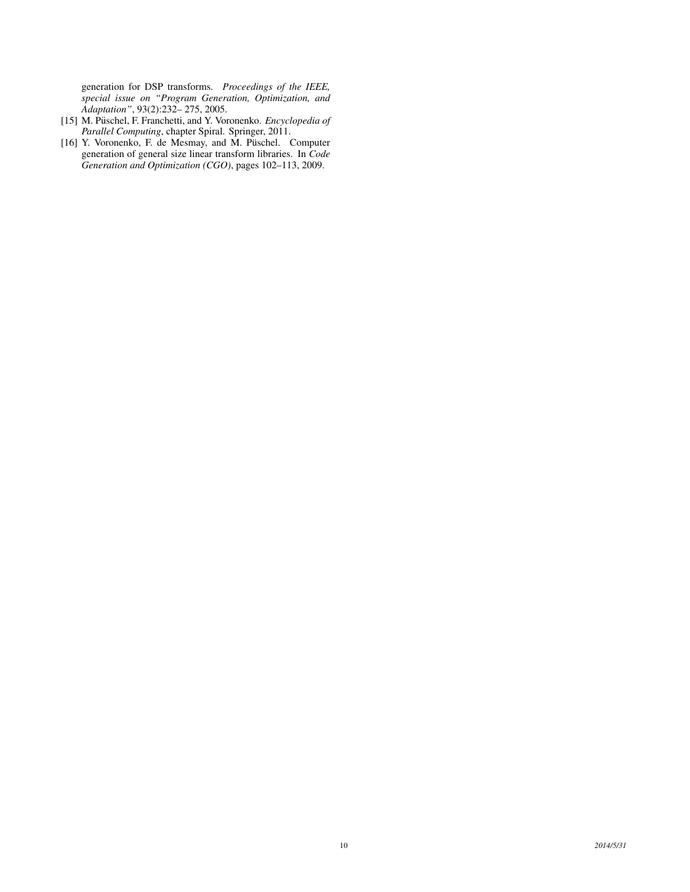generation for DSP transforms. *Proceedings of the IEEE, special issue on "Program Generation, Optimization, and Adaptation"*, 93(2):232– 275, 2005.

[15] M. Püschel, F. Franchetti, and Y. Voronenko. *Encyclopedia of Parallel Computing*, chapter Spiral. Springer, 2011.

[16] Y. Voronenko, F. de Mesmay, and M. Püschel. Computer generation of general size linear transform libraries. In *Code Generation and Optimization (CGO)*, pages 102–113, 2009.